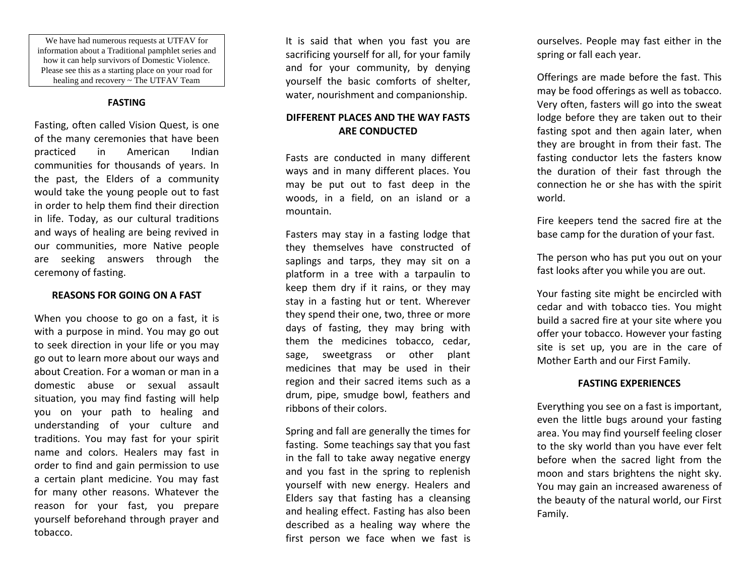We have had numerous requests at UTFAV for information about a Traditional pamphlet series and how it can help survivors of Domestic Violence. Please see this as a starting place on your road for healing and recovery ~ The UTFAV Team

## FASTING

Fasting, often called Vision Quest, is one of the many ceremonies that have been practiced in American Indian communities for thousands of years. In the past, the Elders of a community would take the young people out to fast in order to help them find their direction in life. Today, as our cultural traditions and ways of healing are being revived in our communities, more Native people are seeking answers through the ceremony of fasting.

## REASONS FOR GOING ON A FAST

When you choose to go on a fast, it is with a purpose in mind. You may go out to seek direction in your life or you may go out to learn more about our ways and about Creation. For a woman or man in a domestic abuse or sexual assault situation, you may find fasting will help you on your path to healing and understanding of your culture and traditions. You may fast for your spirit name and colors. Healers may fast in order to find and gain permission to use a certain plant medicine. You may fast for many other reasons. Whatever the reason for your fast, you prepare yourself beforehand through prayer and tobacco.

It is said that when you fast you are sacrificing yourself for all, for your family and for your community, by denying yourself the basic comforts of shelter, water, nourishment and companionship.

## DIFFERENT PLACES AND THE WAY FASTS ARE CONDUCTED

Fasts are conducted in many different ways and in many different places. You may be put out to fast deep in the woods, in a field, on an island or a mountain.

Fasters may stay in a fasting lodge that they themselves have constructed of saplings and tarps, they may sit on a platform in a tree with a tarpaulin to keep them dry if it rains, or they may stay in a fasting hut or tent. Wherever they spend their one, two, three or more days of fasting, they may bring with them the medicines tobacco, cedar, sage, sweetgrass or other plant medicines that may be used in their region and their sacred items such as a drum, pipe, smudge bowl, feathers and ribbons of their colors.

Spring and fall are generally the times for fasting. Some teachings say that you fast in the fall to take away negative energy and you fast in the spring to replenish yourself with new energy. Healers and Elders say that fasting has a cleansing and healing effect. Fasting has also been described as a healing way where the first person we face when we fast is ourselves. People may fast either in the spring or fall each year.

Offerings are made before the fast. This may be food offerings as well as tobacco. Very often, fasters will go into the sweat lodge before they are taken out to their fasting spot and then again later, when they are brought in from their fast. The fasting conductor lets the fasters know the duration of their fast through the connection he or she has with the spirit world.

Fire keepers tend the sacred fire at the base camp for the duration of your fast.

The person who has put you out on your fast looks after you while you are out.

Your fasting site might be encircled with cedar and with tobacco ties. You might build a sacred fire at your site where you offer your tobacco. However your fasting site is set up, you are in the care of Mother Earth and our First Family.

## FASTING EXPERIENCES

Everything you see on a fast is important, even the little bugs around your fasting area. You may find yourself feeling closer to the sky world than you have ever felt before when the sacred light from the moon and stars brightens the night sky. You may gain an increased awareness of the beauty of the natural world, our First Family.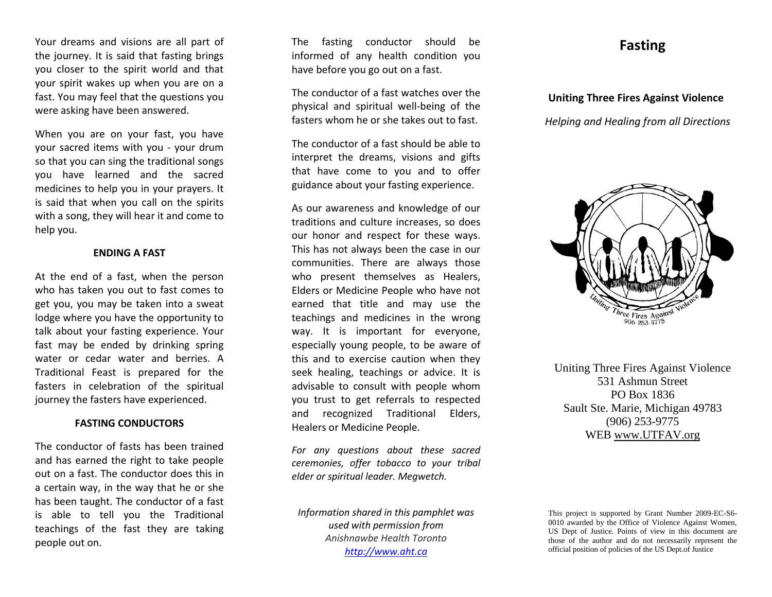Your dreams and visions are all part of the journey. It is said that fasting brings you closer to the spirit world and that your spirit wakes up when you are on a fast. You may feel that the questions you were asking have been answered.

When you are on your fast, you have your sacred items with you - your drum so that you can sing the traditional songs you have learned and the sacred medicines to help you in your prayers. It is said that when you call on the spirits with a song, they will hear it and come to help you.

### ENDING A FAST

At the end of a fast, when the person who has taken you out to fast comes to get you, you may be taken into a sweat lodge where you have the opportunity to talk about your fasting experience. Your fast may be ended by drinking spring water or cedar water and berries. A Traditional Feast is prepared for the fasters in celebration of the spiritual journey the fasters have experienced.

### FASTING CONDUCTORS

The conductor of fasts has been trained and has earned the right to take people out on a fast. The conductor does this in a certain way, in the way that he or she has been taught. The conductor of a fast is able to tell you the Traditional teachings of the fast they are taking people out on.

The fasting conductor should be informed of any health condition you have before you go out on a fast.

The conductor of a fast watches over the physical and spiritual well-being of the fasters whom he or she takes out to fast.

The conductor of a fast should be able to interpret the dreams, visions and gifts that have come to you and to offer guidance about your fasting experience.

As our awareness and knowledge of our traditions and culture increases, so does our honor and respect for these ways. This has not always been the case in our communities. There are always those who present themselves as Healers, Elders or Medicine People who have not earned that title and may use the teachings and medicines in the wrong way. It is important for everyone, especially young people, to be aware of this and to exercise caution when they seek healing, teachings or advice. It is advisable to consult with people whom you trust to get referrals to respected and recognized Traditional Elders, Healers or Medicine People.

*For any questions about these sacred ceremonies, offer tobacco to your tribal elder or spiritual leader. Megwetch.*

*Information shared in this pamphlet was used with permission from Anishnawbe Health Toronto [http://www.aht.ca](http://www.aht.ca)*

# Fasting

**Uniting Three Fires Against Violence**

*Helping and Healing from all Directions*

Uniting Three Fires Against Violence
531 Ashmun Street
PO Box 1836
Sault Ste. Marie, Michigan 49783
(906) 253-9775
WEB www.UTFAV.org

This project is supported by Grant Number 2009-EC-S6-0010 awarded by the Office of Violence Against Women, US Dept of Justice. Points of view in this document are those of the author and do not necessarily represent the official position of policies of the US Dept.of Justice